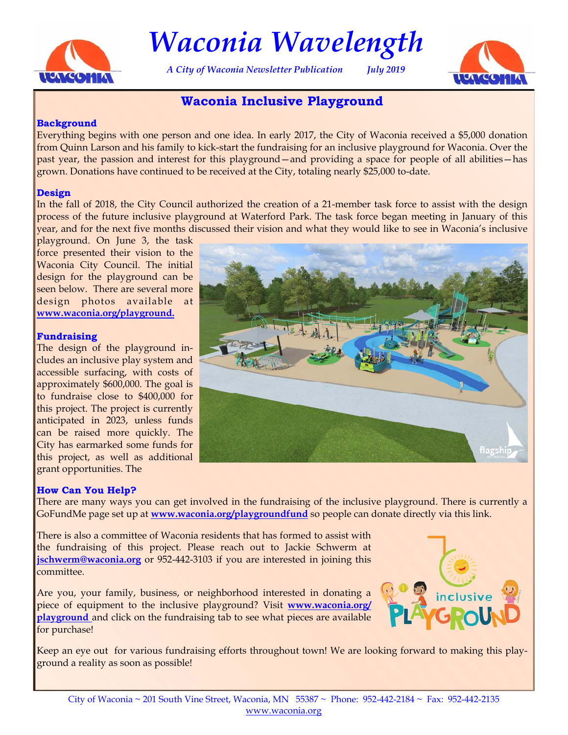# Waconia Wavelength

*A City of Waconia Newsletter Publication July 2019*

## Waconia Inclusive Playground

### Background

Everything begins with one person and one idea. In early 2017, the City of Waconia received a $5,000 donation from Quinn Larson and his family to kick-start the fundraising for an inclusive playground for Waconia. Over the past year, the passion and interest for this playground—and providing a space for people of all abilities—has grown. Donations have continued to be received at the City, totaling nearly $25,000 to-date.

### Design

In the fall of 2018, the City Council authorized the creation of a 21-member task force to assist with the design process of the future inclusive playground at Waterford Park. The task force began meeting in January of this year, and for the next five months discussed their vision and what they would like to see in Waconia's inclusive playground. On June 3, the task force presented their vision to the Waconia City Council. The initial design for the playground can be seen below. There are several more design photos available at **www.waconia.org/playground.**

### Fundraising

The design of the playground includes an inclusive play system and accessible surfacing, with costs of approximately $600,000. The goal is to fundraise close to $400,000 for this project. The project is currently anticipated in 2023, unless funds can be raised more quickly. The City has earmarked some funds for this project, as well as additional grant opportunities. The

### How Can You Help?

There are many ways you can get involved in the fundraising of the inclusive playground. There is currently a GoFundMe page set up at **www.waconia.org/playgroundfund** so people can donate directly via this link.

There is also a committee of Waconia residents that has formed to assist with the fundraising of this project. Please reach out to Jackie Schwerm at **jschwerm@waconia.org** or 952-442-3103 if you are interested in joining this committee.

Are you, your family, business, or neighborhood interested in donating a piece of equipment to the inclusive playground? Visit **www.waconia.org/playground** and click on the fundraising tab to see what pieces are available for purchase!

Keep an eye out for various fundraising efforts throughout town! We are looking forward to making this playground a reality as soon as possible!

City of Waconia ~ 201 South Vine Street, Waconia, MN 55387 ~ Phone: 952-442-2184 ~ Fax: 952-442-2135
www.waconia.org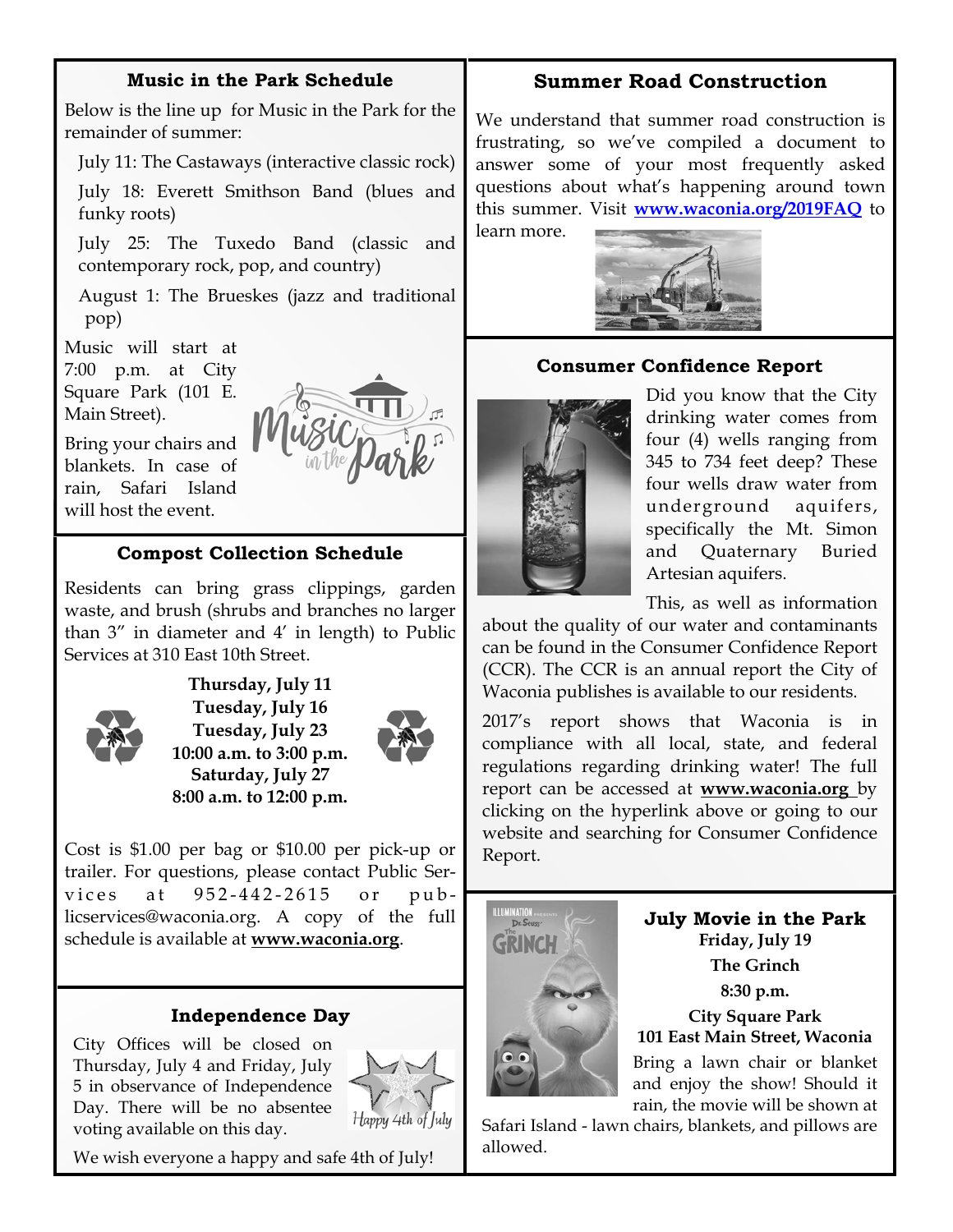## Music in the Park Schedule

Below is the line up for Music in the Park for the remainder of summer:

July 11: The Castaways (interactive classic rock)

July 18: Everett Smithson Band (blues and funky roots)

July 25: The Tuxedo Band (classic and contemporary rock, pop, and country)

August 1: The Brueskes (jazz and traditional pop)

Music will start at 7:00 p.m. at City Square Park (101 E. Main Street).

Bring your chairs and blankets. In case of rain, Safari Island will host the event.

## Compost Collection Schedule

Residents can bring grass clippings, garden waste, and brush (shrubs and branches no larger than 3" in diameter and 4' in length) to Public Services at 310 East 10th Street.

**Thursday, July 11**
**Tuesday, July 16**
**Tuesday, July 23**
**10:00 a.m. to 3:00 p.m.**
**Saturday, July 27**
**8:00 a.m. to 12:00 p.m.**

Cost is $1.00 per bag or $10.00 per pick-up or trailer. For questions, please contact Public Services at 952-442-2615 or publicservices@waconia.org. A copy of the full schedule is available at **www.waconia.org**.

## Independence Day

City Offices will be closed on Thursday, July 4 and Friday, July 5 in observance of Independence Day. There will be no absentee voting available on this day.

Happy 4th of July

We wish everyone a happy and safe 4th of July!

## Summer Road Construction

We understand that summer road construction is frustrating, so we've compiled a document to answer some of your most frequently asked questions about what's happening around town this summer. Visit **www.waconia.org/2019FAQ** to learn more.

## Consumer Confidence Report

Did you know that the City drinking water comes from four (4) wells ranging from 345 to 734 feet deep? These four wells draw water from underground aquifers, specifically the Mt. Simon and Quaternary Buried Artesian aquifers.

This, as well as information about the quality of our water and contaminants can be found in the Consumer Confidence Report (CCR). The CCR is an annual report the City of Waconia publishes is available to our residents.

2017's report shows that Waconia is in compliance with all local, state, and federal regulations regarding drinking water! The full report can be accessed at **www.waconia.org** by clicking on the hyperlink above or going to our website and searching for Consumer Confidence Report.

## July Movie in the Park

**Friday, July 19**
**The Grinch**
**8:30 p.m.**
**City Square Park**
**101 East Main Street, Waconia**

Bring a lawn chair or blanket and enjoy the show! Should it rain, the movie will be shown at Safari Island - lawn chairs, blankets, and pillows are allowed.